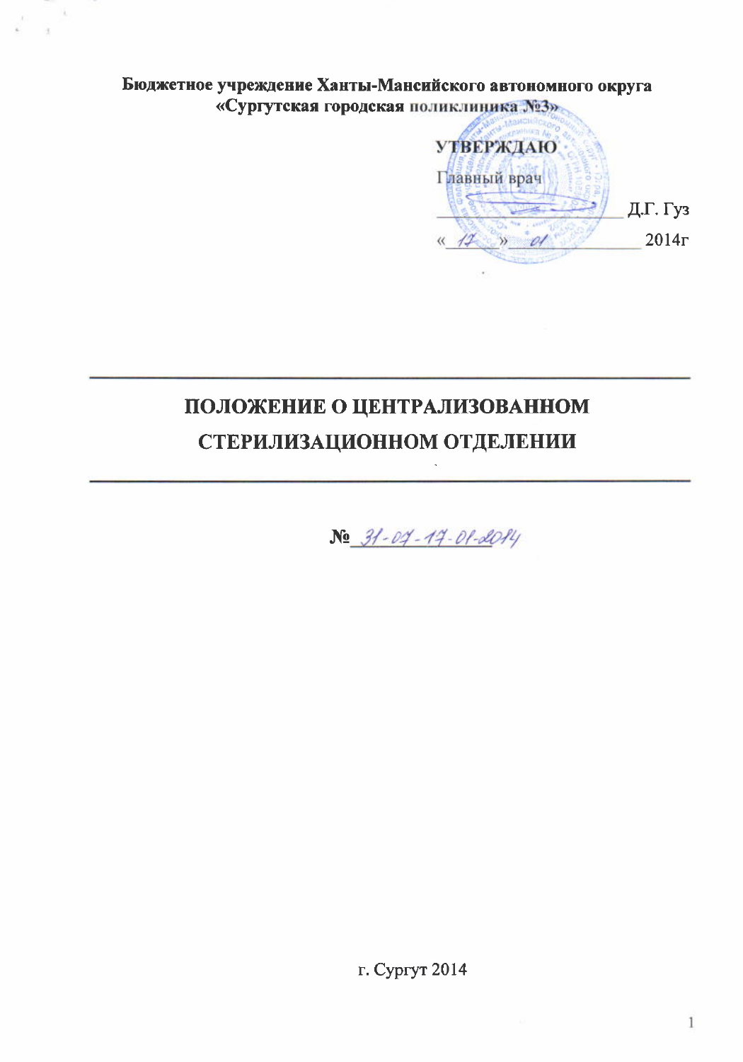**Бюджетное учреждение Ханты-Мансийского автономного округа «Сургутская городская поликлиника №3»**

**УТВЕРЖДАЮ**

Главный врач

_________________ Д.Г. Гуз

« 17 » 01 2014г

# ПОЛОЖЕНИЕ О ЦЕНТРАЛИЗОВАННОМ СТЕРИЛИЗАЦИОННОМ ОТДЕЛЕНИИ

№ 31-07-17-01-2014

г. Сургут 2014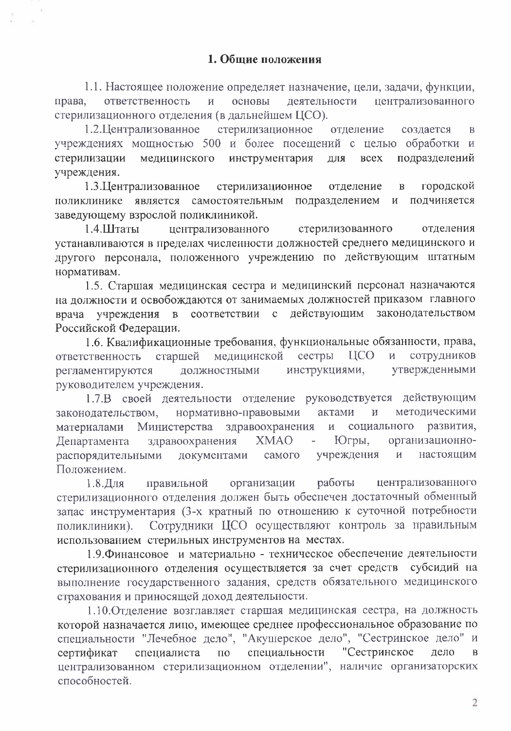## 1. Общие положения

1.1. Настоящее положение определяет назначение, цели, задачи, функции, права, ответственность и основы деятельности централизованного стерилизационного отделения (в дальнейшем ЦСО).

1.2.Централизованное стерилизационное отделение создается в учреждениях мощностью 500 и более посещений с целью обработки и стерилизации медицинского инструментария для всех подразделений учреждения.

1.3.Централизованное стерилизационное отделение в городской поликлинике является самостоятельным подразделением и подчиняется заведующему взрослой поликлиникой.

1.4.Штаты централизованного стерилизованного отделения устанавливаются в пределах численности должностей среднего медицинского и другого персонала, положенного учреждению по действующим штатным нормативам.

1.5. Старшая медицинская сестра и медицинский персонал назначаются на должности и освобождаются от занимаемых должностей приказом главного врача учреждения в соответствии с действующим законодательством Российской Федерации.

1.6. Квалификационные требования, функциональные обязанности, права, ответственность старшей медицинской сестры ЦСО и сотрудников регламентируются должностными инструкциями, утвержденными руководителем учреждения.

1.7.В своей деятельности отделение руководствуется действующим законодательством, нормативно-правовыми актами и методическими материалами Министерства здравоохранения и социального развития, Департамента здравоохранения ХМАО - Югры, организационно-распорядительными документами самого учреждения и настоящим Положением.

1.8.Для правильной организации работы централизованного стерилизационного отделения должен быть обеспечен достаточный обменный запас инструментария (3-х кратный по отношению к суточной потребности поликлиники). Сотрудники ЦСО осуществляют контроль за правильным использованием стерильных инструментов на местах.

1.9.Финансовое и материально - техническое обеспечение деятельности стерилизационного отделения осуществляется за счет средств субсидий на выполнение государственного задания, средств обязательного медицинского страхования и приносящей доход деятельности.

1.10.Отделение возглавляет старшая медицинская сестра, на должность которой назначается лицо, имеющее среднее профессиональное образование по специальности "Лечебное дело", "Акушерское дело", "Сестринское дело" и сертификат специалиста по специальности "Сестринское дело в централизованном стерилизационном отделении", наличие организаторских способностей.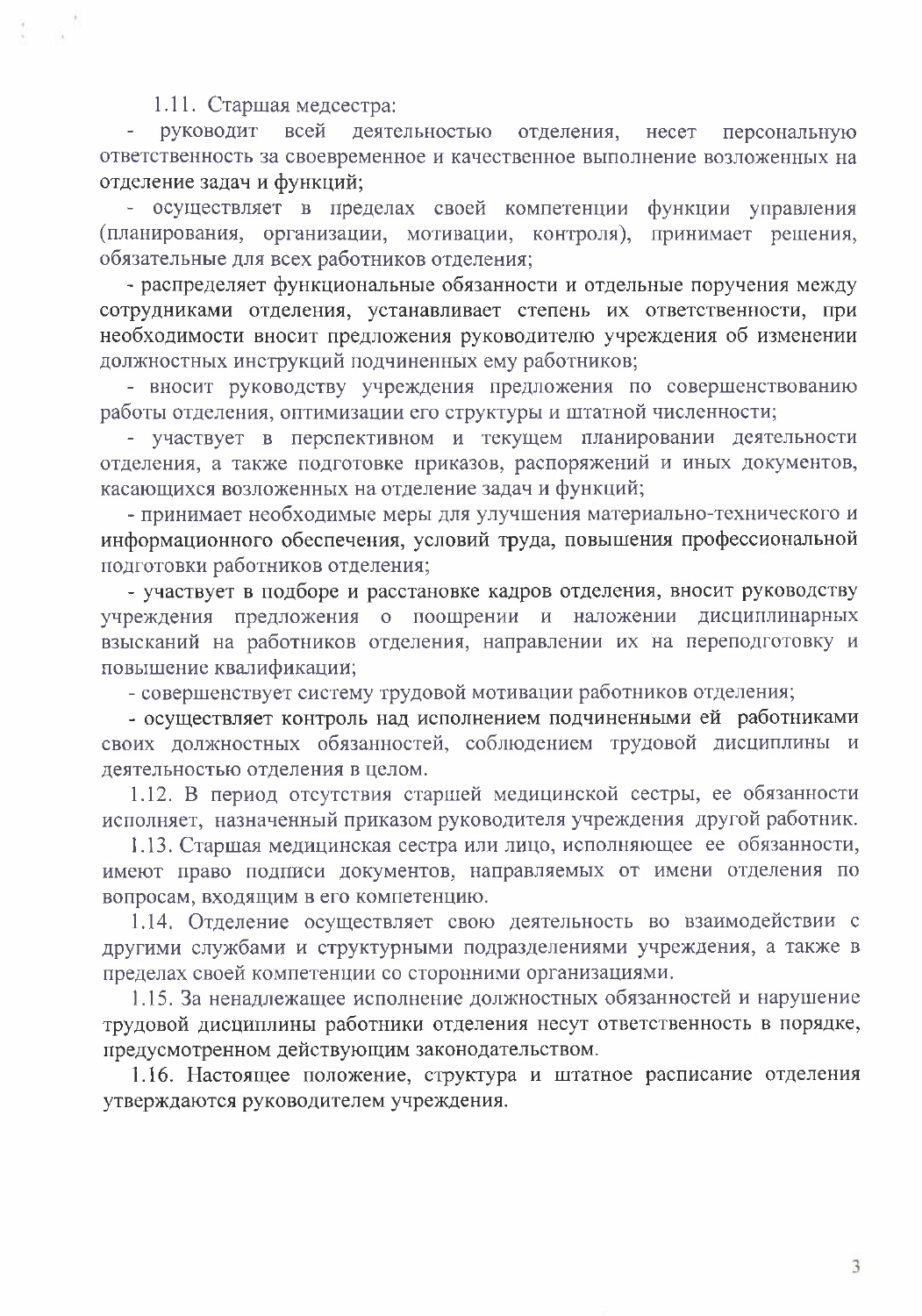1.11. Старшая медсестра:

- руководит всей деятельностью отделения, несет персональную ответственность за своевременное и качественное выполнение возложенных на отделение задач и функций;
- осуществляет в пределах своей компетенции функции управления (планирования, организации, мотивации, контроля), принимает решения, обязательные для всех работников отделения;
- распределяет функциональные обязанности и отдельные поручения между сотрудниками отделения, устанавливает степень их ответственности, при необходимости вносит предложения руководителю учреждения об изменении должностных инструкций подчиненных ему работников;
- вносит руководству учреждения предложения по совершенствованию работы отделения, оптимизации его структуры и штатной численности;
- участвует в перспективном и текущем планировании деятельности отделения, а также подготовке приказов, распоряжений и иных документов, касающихся возложенных на отделение задач и функций;
- принимает необходимые меры для улучшения материально-технического и информационного обеспечения, условий труда, повышения профессиональной подготовки работников отделения;
- участвует в подборе и расстановке кадров отделения, вносит руководству учреждения предложения о поощрении и наложении дисциплинарных взысканий на работников отделения, направлении их на переподготовку и повышение квалификации;
- совершенствует систему трудовой мотивации работников отделения;
- осуществляет контроль над исполнением подчиненными ей работниками своих должностных обязанностей, соблюдением трудовой дисциплины и деятельностью отделения в целом.

1.12. В период отсутствия старшей медицинской сестры, ее обязанности исполняет, назначенный приказом руководителя учреждения другой работник.

1.13. Старшая медицинская сестра или лицо, исполняющее ее обязанности, имеют право подписи документов, направляемых от имени отделения по вопросам, входящим в его компетенцию.

1.14. Отделение осуществляет свою деятельность во взаимодействии с другими службами и структурными подразделениями учреждения, а также в пределах своей компетенции со сторонними организациями.

1.15. За ненадлежащее исполнение должностных обязанностей и нарушение трудовой дисциплины работники отделения несут ответственность в порядке, предусмотренном действующим законодательством.

1.16. Настоящее положение, структура и штатное расписание отделения утверждаются руководителем учреждения.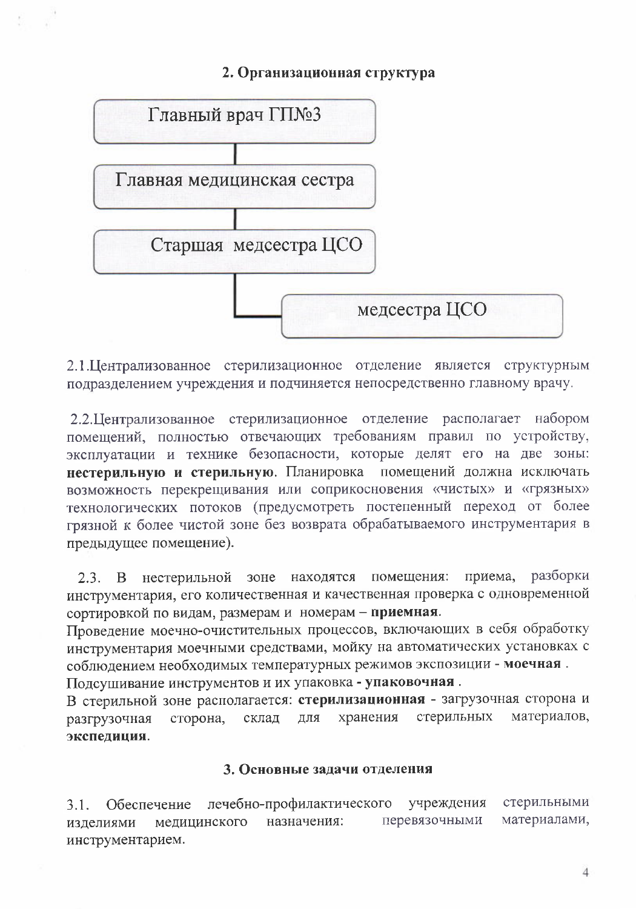## 2. Организационная структура

Главный врач ГП№3

Главная медицинская сестра

Старшая медсестра ЦСО

медсестра ЦСО

2.1.Централизованное стерилизационное отделение является структурным подразделением учреждения и подчиняется непосредственно главному врачу.

2.2.Централизованное стерилизационное отделение располагает набором помещений, полностью отвечающих требованиям правил по устройству, эксплуатации и технике безопасности, которые делят его на две зоны: **нестерильную и стерильную**. Планировка помещений должна исключать возможность перекрещивания или соприкосновения «чистых» и «грязных» технологических потоков (предусмотреть постепенный переход от более грязной к более чистой зоне без возврата обрабатываемого инструментария в предыдущее помещение).

2.3. В нестерильной зоне находятся помещения: приема, разборки инструментария, его количественная и качественная проверка с одновременной сортировкой по видам, размерам и номерам – **приемная**.

Проведение моечно-очистительных процессов, включающих в себя обработку инструментария моечными средствами, мойку на автоматических установках с соблюдением необходимых температурных режимов экспозиции - **моечная** .

Подсушивание инструментов и их упаковка **- упаковочная** .

В стерильной зоне располагается: **стерилизационная** - загрузочная сторона и разгрузочная сторона, склад для хранения стерильных материалов, **экспедиция**.

## 3. Основные задачи отделения

3.1. Обеспечение лечебно-профилактического учреждения стерильными изделиями медицинского назначения: перевязочными материалами, инструментарием.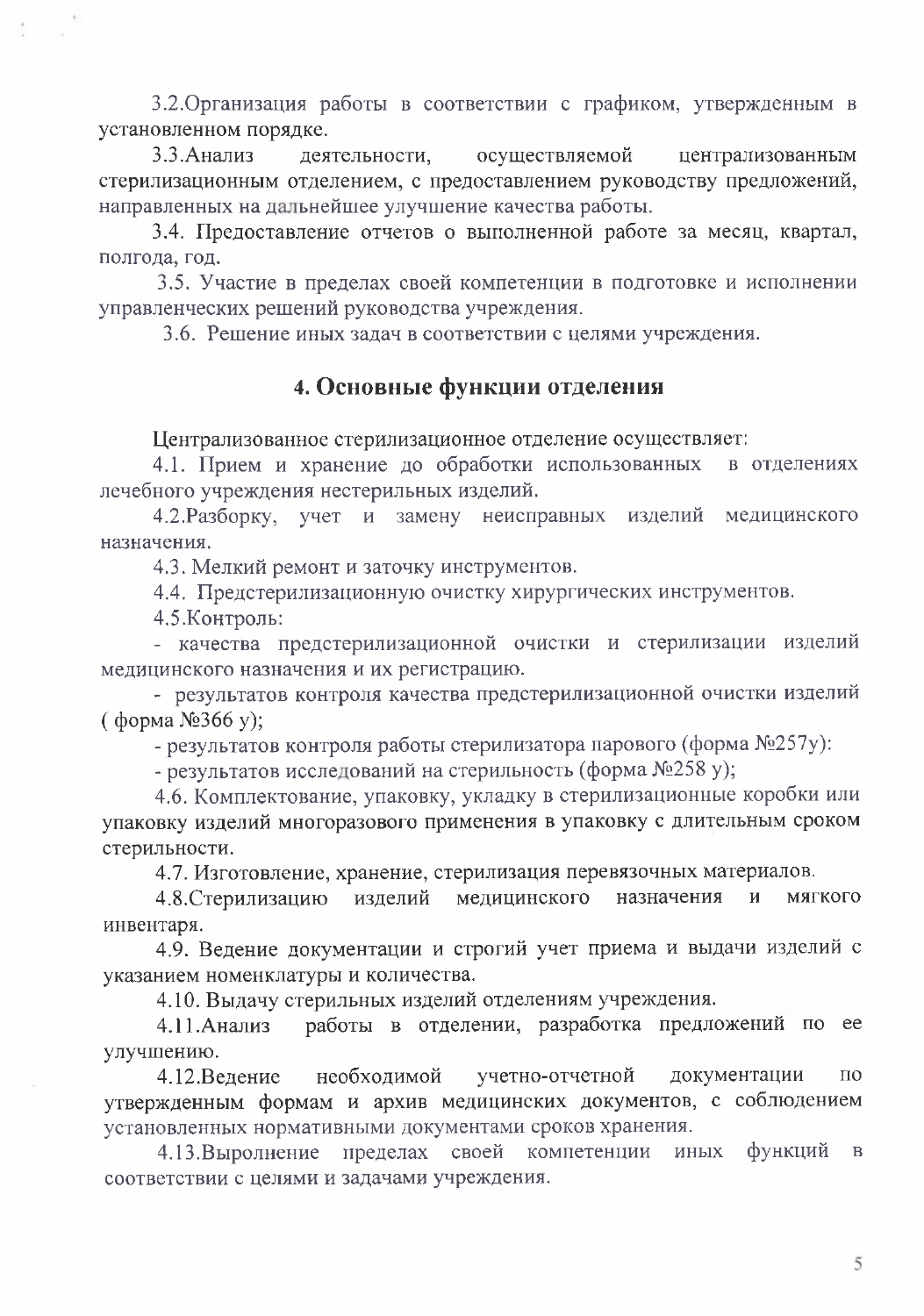3.2.Организация работы в соответствии с графиком, утвержденным в установленном порядке.

3.3.Анализ деятельности, осуществляемой централизованным стерилизационным отделением, с предоставлением руководству предложений, направленных на дальнейшее улучшение качества работы.

3.4. Предоставление отчетов о выполненной работе за месяц, квартал, полгода, год.

3.5. Участие в пределах своей компетенции в подготовке и исполнении управленческих решений руководства учреждения.

3.6. Решение иных задач в соответствии с целями учреждения.

## 4. Основные функции отделения

Централизованное стерилизационное отделение осуществляет:

4.1. Прием и хранение до обработки использованных в отделениях лечебного учреждения нестерильных изделий.

4.2.Разборку, учет и замену неисправных изделий медицинского назначения.

4.3. Мелкий ремонт и заточку инструментов.

4.4. Предстерилизационную очистку хирургических инструментов.

4.5.Контроль:

- качества предстерилизационной очистки и стерилизации изделий медицинского назначения и их регистрацию.
- результатов контроля качества предстерилизационной очистки изделий ( форма №366 у);
- результатов контроля работы стерилизатора парового (форма №257у):
- результатов исследований на стерильность (форма №258 у);

4.6. Комплектование, упаковку, укладку в стерилизационные коробки или упаковку изделий многоразового применения в упаковку с длительным сроком стерильности.

4.7. Изготовление, хранение, стерилизация перевязочных материалов.

4.8.Стерилизацию изделий медицинского назначения и мягкого инвентаря.

4.9. Ведение документации и строгий учет приема и выдачи изделий с указанием номенклатуры и количества.

4.10. Выдачу стерильных изделий отделениям учреждения.

4.11.Анализ работы в отделении, разработка предложений по ее улучшению.

4.12.Ведение необходимой учетно-отчетной документации по утвержденным формам и архив медицинских документов, с соблюдением установленных нормативными документами сроков хранения.

4.13.Выролнение пределах своей компетенции иных функций в соответствии с целями и задачами учреждения.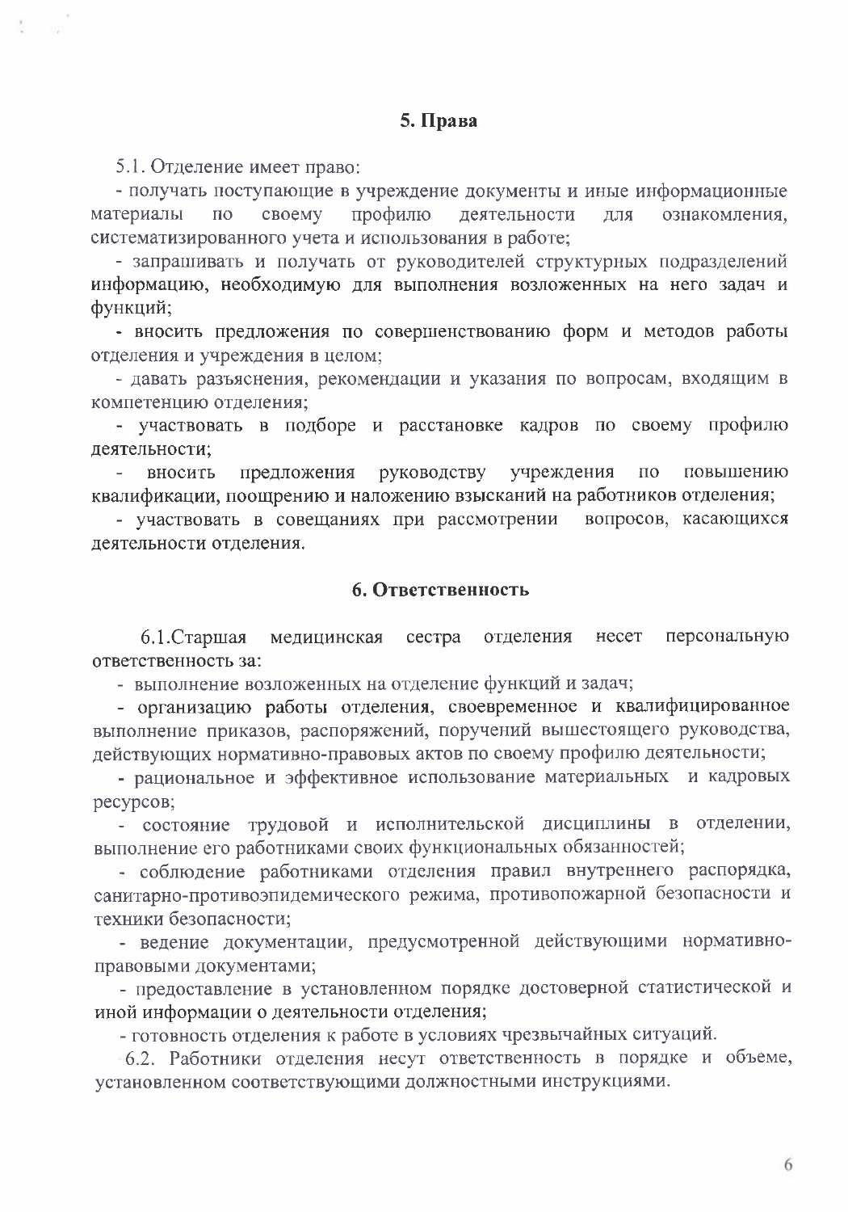## 5. Права

5.1. Отделение имеет право:

- получать поступающие в учреждение документы и иные информационные материалы по своему профилю деятельности для ознакомления, систематизированного учета и использования в работе;
- запрашивать и получать от руководителей структурных подразделений информацию, необходимую для выполнения возложенных на него задач и функций;
- вносить предложения по совершенствованию форм и методов работы отделения и учреждения в целом;
- давать разъяснения, рекомендации и указания по вопросам, входящим в компетенцию отделения;
- участвовать в подборе и расстановке кадров по своему профилю деятельности;
- вносить предложения руководству учреждения по повышению квалификации, поощрению и наложению взысканий на работников отделения;
- участвовать в совещаниях при рассмотрении вопросов, касающихся деятельности отделения.

## 6. Ответственность

6.1.Старшая медицинская сестра отделения несет персональную ответственность за:

- выполнение возложенных на отделение функций и задач;
- организацию работы отделения, своевременное и квалифицированное выполнение приказов, распоряжений, поручений вышестоящего руководства, действующих нормативно-правовых актов по своему профилю деятельности;
- рациональное и эффективное использование материальных и кадровых ресурсов;
- состояние трудовой и исполнительской дисциплины в отделении, выполнение его работниками своих функциональных обязанностей;
- соблюдение работниками отделения правил внутреннего распорядка, санитарно-противоэпидемического режима, противопожарной безопасности и техники безопасности;
- ведение документации, предусмотренной действующими нормативно-правовыми документами;
- предоставление в установленном порядке достоверной статистической и иной информации о деятельности отделения;
- готовность отделения к работе в условиях чрезвычайных ситуаций.

6.2. Работники отделения несут ответственность в порядке и объеме, установленном соответствующими должностными инструкциями.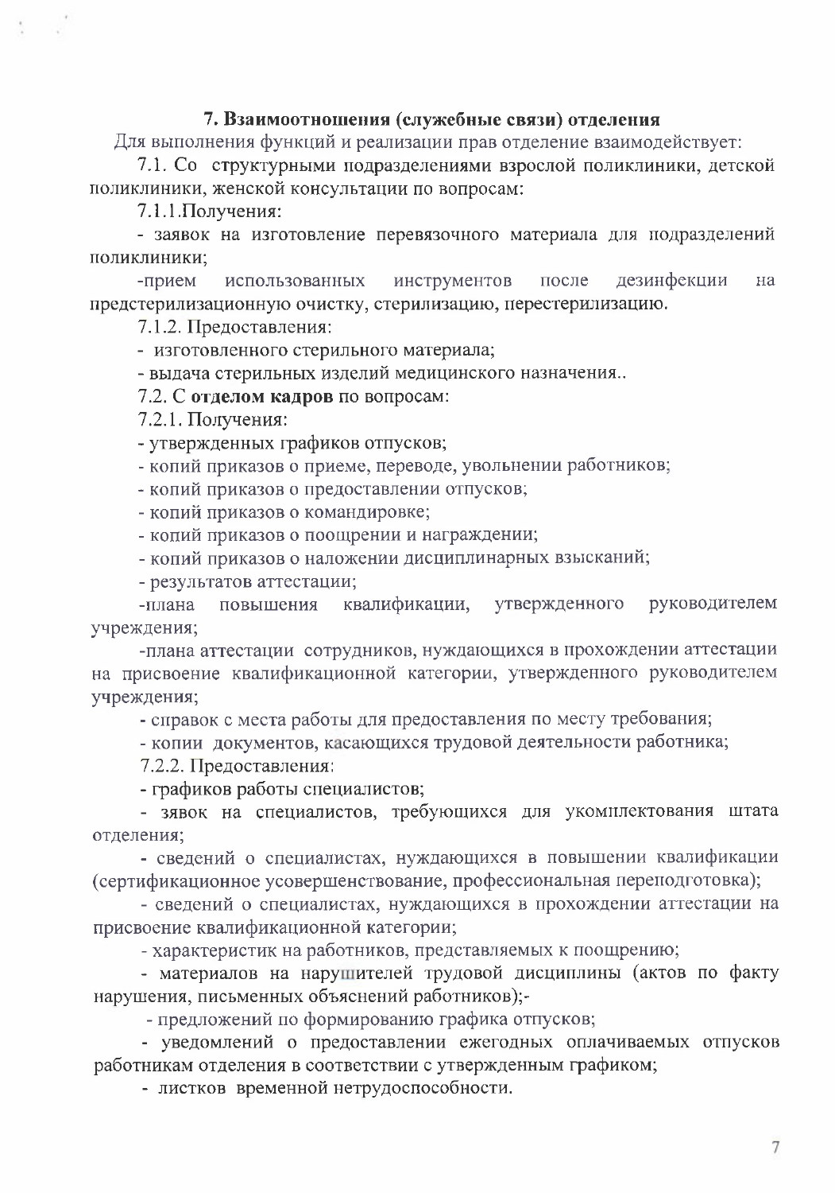## 7. Взаимоотношения (служебные связи) отделения

Для выполнения функций и реализации прав отделение взаимодействует:

7.1. Со структурными подразделениями взрослой поликлиники, детской поликлиники, женской консультации по вопросам:

7.1.1.Получения:

- заявок на изготовление перевязочного материала для подразделений поликлиники;
- прием использованных инструментов после дезинфекции на предстерилизационную очистку, стерилизацию, перестерилизацию.

7.1.2. Предоставления:

- изготовленного стерильного материала;
- выдача стерильных изделий медицинского назначения..

7.2. С **отделом кадров** по вопросам:

7.2.1. Получения:

- утвержденных графиков отпусков;
- копий приказов о приеме, переводе, увольнении работников;
- копий приказов о предоставлении отпусков;
- копий приказов о командировке;
- копий приказов о поощрении и награждении;
- копий приказов о наложении дисциплинарных взысканий;
- результатов аттестации;
- плана повышения квалификации, утвержденного руководителем учреждения;
- плана аттестации сотрудников, нуждающихся в прохождении аттестации на присвоение квалификационной категории, утвержденного руководителем учреждения;
- справок с места работы для предоставления по месту требования;
- копии документов, касающихся трудовой деятельности работника;

7.2.2. Предоставления:

- графиков работы специалистов;
- зявок на специалистов, требующихся для укомплектования штата отделения;
- сведений о специалистах, нуждающихся в повышении квалификации (сертификационное усовершенствование, профессиональная переподготовка);
- сведений о специалистах, нуждающихся в прохождении аттестации на присвоение квалификационной категории;
- характеристик на работников, представляемых к поощрению;
- материалов на нарушителей трудовой дисциплины (актов по факту нарушения, письменных объяснений работников);-
- предложений по формированию графика отпусков;
- уведомлений о предоставлении ежегодных оплачиваемых отпусков работникам отделения в соответствии с утвержденным графиком;
- листков временной нетрудоспособности.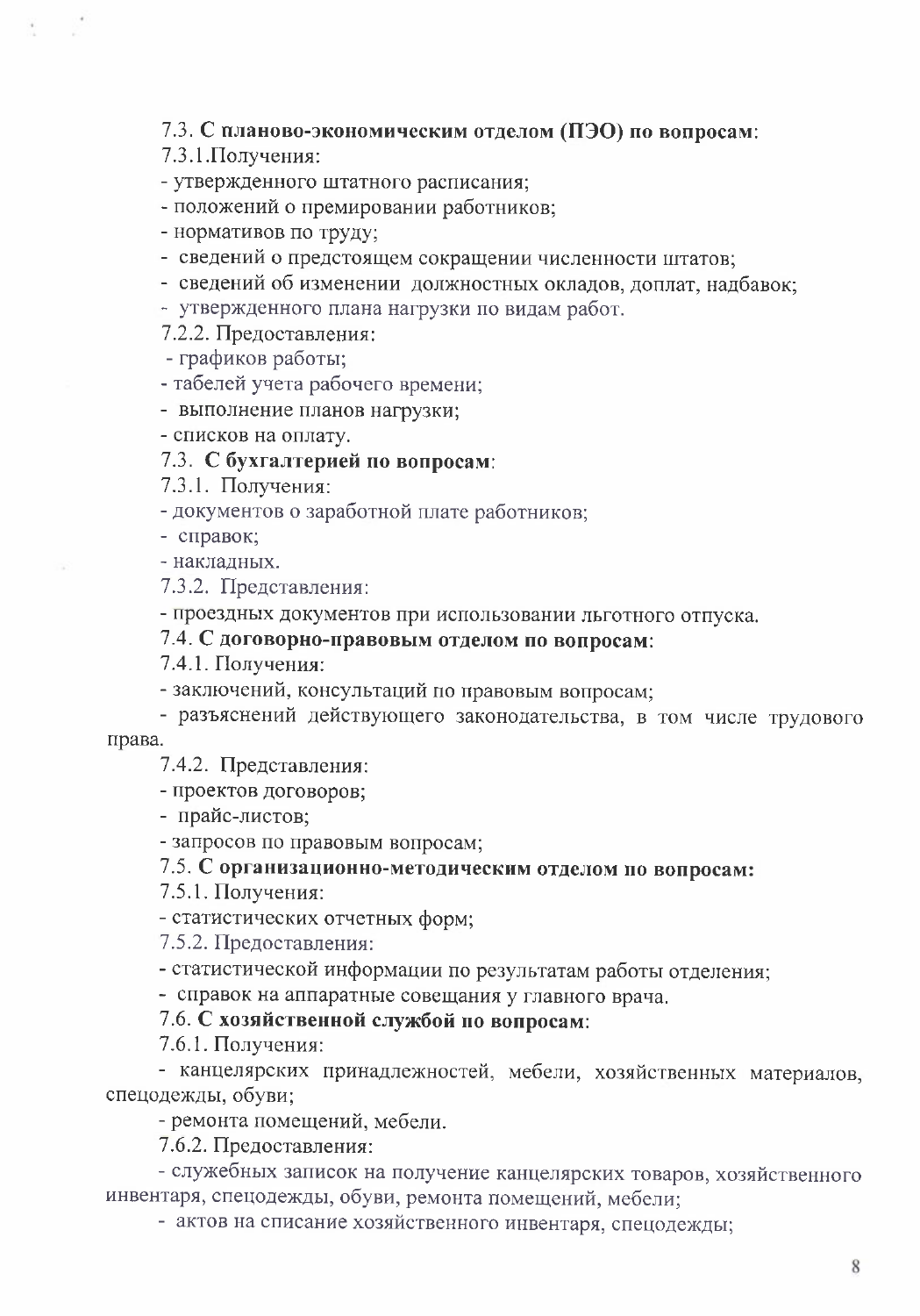7.3. **С планово-экономическим отделом (ПЭО) по вопросам**:

7.3.1.Получения:

- утвержденного штатного расписания;
- положений о премировании работников;
- нормативов по труду;
- сведений о предстоящем сокращении численности штатов;
- сведений об изменении должностных окладов, доплат, надбавок;
- утвержденного плана нагрузки по видам работ.

7.2.2. Предоставления:

- графиков работы;
- табелей учета рабочего времени;
- выполнение планов нагрузки;
- списков на оплату.

7.3. **С бухгалтерией по вопросам**:

7.3.1. Получения:

- документов о заработной плате работников;
- справок;
- накладных.

7.3.2. Представления:

- проездных документов при использовании льготного отпуска.

7.4. **С договорно-правовым отделом по вопросам**:

7.4.1. Получения:

- заключений, консультаций по правовым вопросам;
- разъяснений действующего законодательства, в том числе трудового права.

7.4.2. Представления:

- проектов договоров;
- прайс-листов;
- запросов по правовым вопросам;

7.5. **С организационно-методическим отделом по вопросам:**

7.5.1. Получения:

- статистических отчетных форм;

7.5.2. Предоставления:

- статистической информации по результатам работы отделения;
- справок на аппаратные совещания у главного врача.

7.6. **С хозяйственной службой по вопросам**:

7.6.1. Получения:

- канцелярских принадлежностей, мебели, хозяйственных материалов, спецодежды, обуви;
- ремонта помещений, мебели.

7.6.2. Предоставления:

- служебных записок на получение канцелярских товаров, хозяйственного инвентаря, спецодежды, обуви, ремонта помещений, мебели;
- актов на списание хозяйственного инвентаря, спецодежды;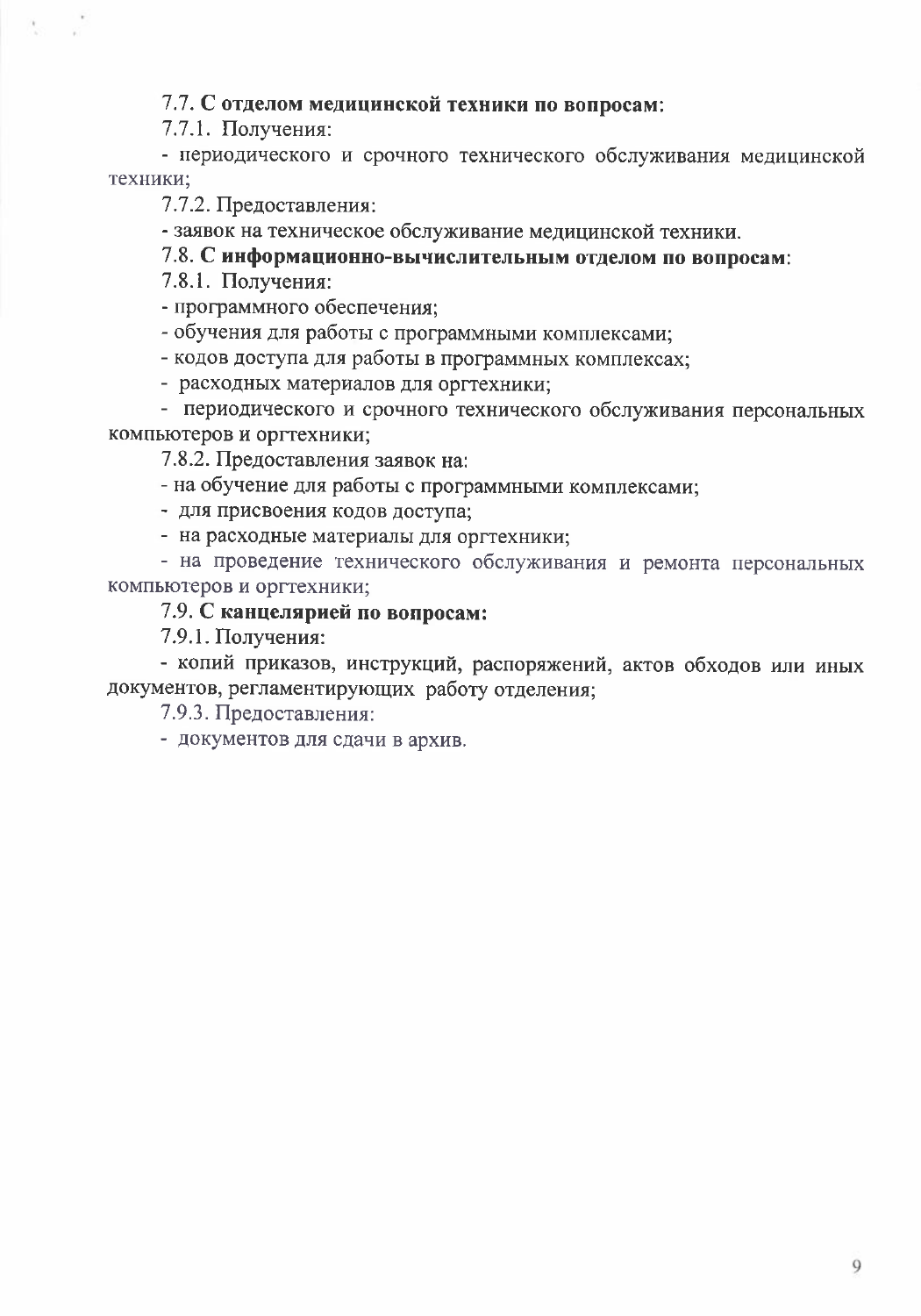**7.7. С отделом медицинской техники по вопросам:**

7.7.1. Получения:

- периодического и срочного технического обслуживания медицинской техники;

7.7.2. Предоставления:

- заявок на техническое обслуживание медицинской техники.

**7.8. С информационно-вычислительным отделом по вопросам:**

7.8.1. Получения:

- программного обеспечения;
- обучения для работы с программными комплексами;
- кодов доступа для работы в программных комплексах;
- расходных материалов для оргтехники;
- периодического и срочного технического обслуживания персональных компьютеров и оргтехники;

7.8.2. Предоставления заявок на:

- на обучение для работы с программными комплексами;
- для присвоения кодов доступа;
- на расходные материалы для оргтехники;
- на проведение технического обслуживания и ремонта персональных компьютеров и оргтехники;

**7.9. С канцелярией по вопросам:**

7.9.1. Получения:

- копий приказов, инструкций, распоряжений, актов обходов или иных документов, регламентирующих работу отделения;

7.9.3. Предоставления:

- документов для сдачи в архив.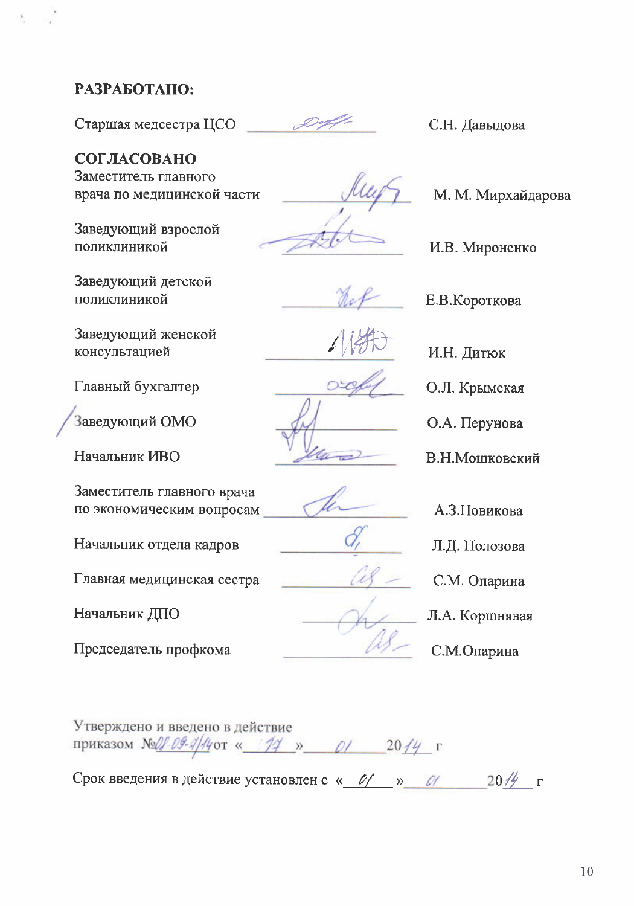**РАЗРАБОТАНО:**

| | | |
|---|---|---|
| Старшая медсестра ЦСО | | С.Н. Давыдова |

**СОГЛАСОВАНО**

| | | |
|---|---|---|
| Заместитель главного врача по медицинской части | | М. М. Мирхайдарова |
| Заведующий взрослой поликлиникой | | И.В. Мироненко |
| Заведующий детской поликлиникой | | Е.В.Короткова |
| Заведующий женской консультацией | | И.Н. Дитюк |
| Главный бухгалтер | | О.Л. Крымская |
| Заведующий ОМО | | О.А. Перунова |
| Начальник ИВО | | В.Н.Мошковский |
| Заместитель главного врача по экономическим вопросам | | А.З.Новикова |
| Начальник отдела кадров | | Л.Д. Полозова |
| Главная медицинская сестра | | С.М. Опарина |
| Начальник ДПО | | Л.А. Коршнявая |
| Председатель профкома | | С.М.Опарина |

Утверждено и введено в действие
приказом №01 09-1/14 от «17» 01 2014 г

Срок введения в действие установлен с «01» 01 2014 г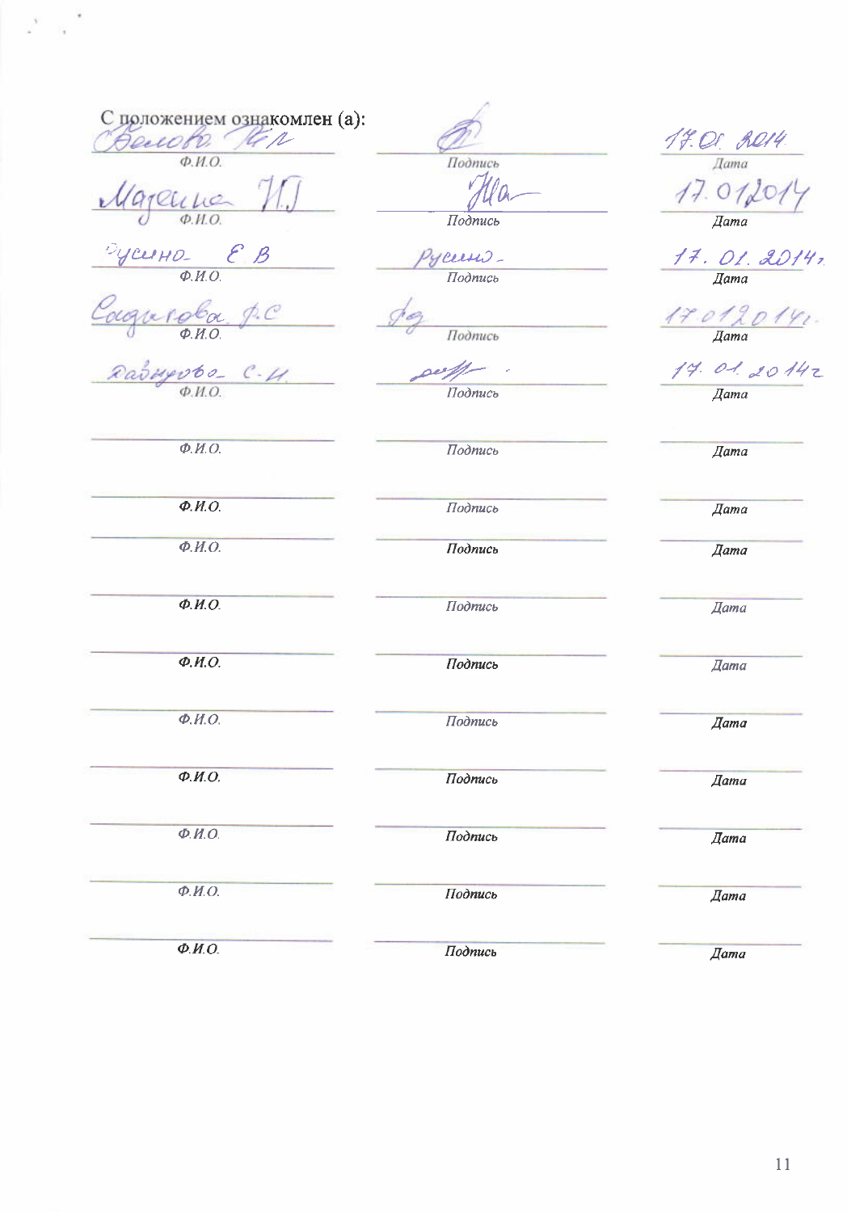С положением ознакомлен (а):

| Ф.И.О. | Подпись | Дата |
|---|---|---|
| Белова К.Л. | (подпись) | 17.01.2014 |
| Марсина И.Г. | (подпись) | 17.01.2014 |
| Русино Е.В. | Русино | 17.01.2014г. |
| Садыкова Д.С. | (подпись) | 17.01.2014г. |
| Бабушова С.И. | (подпись) | 17.01.2014г |
| | | |
| | | |
| | | |
| | | |
| | | |
| | | |
| | | |
| | | |
| | | |
| | | |